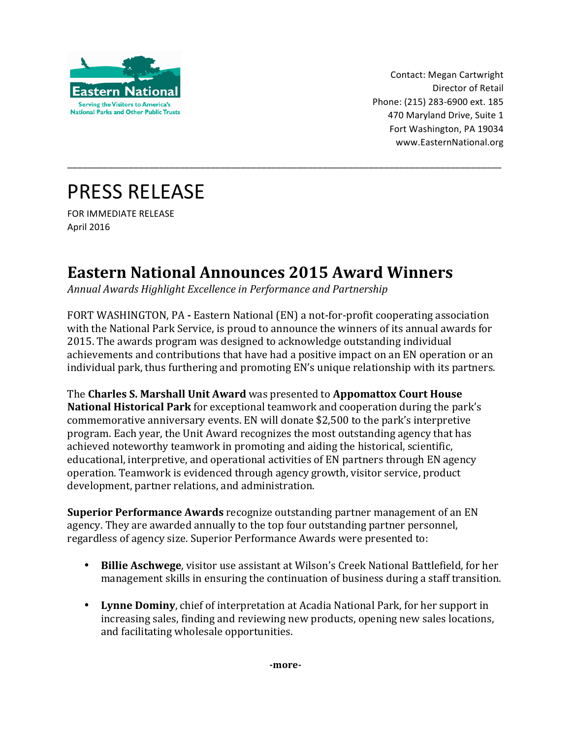Contact: Megan Cartwright
Director of Retail
Phone: (215) 283-6900 ext. 185
470 Maryland Drive, Suite 1
Fort Washington, PA 19034
www.EasternNational.org

# PRESS RELEASE

FOR IMMEDIATE RELEASE
April 2016

## Eastern National Announces 2015 Award Winners

*Annual Awards Highlight Excellence in Performance and Partnership*

FORT WASHINGTON, PA **-** Eastern National (EN) a not-for-profit cooperating association with the National Park Service, is proud to announce the winners of its annual awards for 2015. The awards program was designed to acknowledge outstanding individual achievements and contributions that have had a positive impact on an EN operation or an individual park, thus furthering and promoting EN's unique relationship with its partners.

The **Charles S. Marshall Unit Award** was presented to **Appomattox Court House National Historical Park** for exceptional teamwork and cooperation during the park's commemorative anniversary events. EN will donate $2,500 to the park's interpretive program. Each year, the Unit Award recognizes the most outstanding agency that has achieved noteworthy teamwork in promoting and aiding the historical, scientific, educational, interpretive, and operational activities of EN partners through EN agency operation. Teamwork is evidenced through agency growth, visitor service, product development, partner relations, and administration.

**Superior Performance Awards** recognize outstanding partner management of an EN agency. They are awarded annually to the top four outstanding partner personnel, regardless of agency size. Superior Performance Awards were presented to:

- **Billie Aschwege**, visitor use assistant at Wilson's Creek National Battlefield, for her management skills in ensuring the continuation of business during a staff transition.
- **Lynne Dominy**, chief of interpretation at Acadia National Park, for her support in increasing sales, finding and reviewing new products, opening new sales locations, and facilitating wholesale opportunities.

**-more-**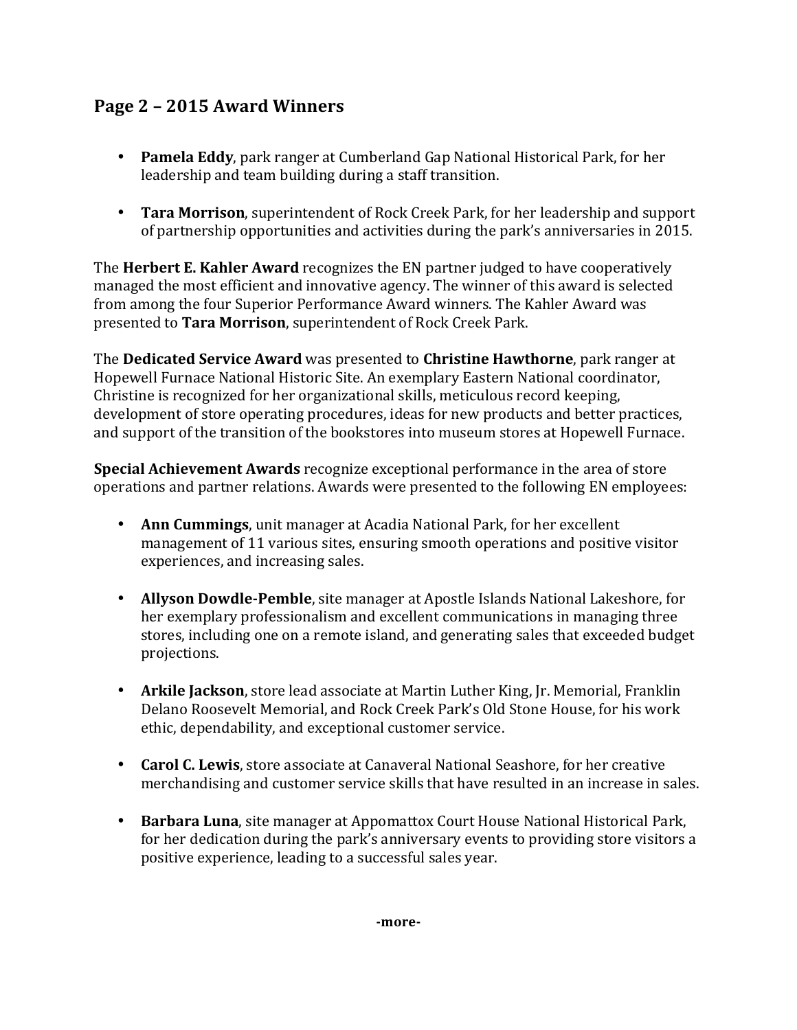## Page 2 – 2015 Award Winners

- **Pamela Eddy**, park ranger at Cumberland Gap National Historical Park, for her leadership and team building during a staff transition.

- **Tara Morrison**, superintendent of Rock Creek Park, for her leadership and support of partnership opportunities and activities during the park's anniversaries in 2015.

The **Herbert E. Kahler Award** recognizes the EN partner judged to have cooperatively managed the most efficient and innovative agency. The winner of this award is selected from among the four Superior Performance Award winners. The Kahler Award was presented to **Tara Morrison**, superintendent of Rock Creek Park.

The **Dedicated Service Award** was presented to **Christine Hawthorne**, park ranger at Hopewell Furnace National Historic Site. An exemplary Eastern National coordinator, Christine is recognized for her organizational skills, meticulous record keeping, development of store operating procedures, ideas for new products and better practices, and support of the transition of the bookstores into museum stores at Hopewell Furnace.

**Special Achievement Awards** recognize exceptional performance in the area of store operations and partner relations. Awards were presented to the following EN employees:

- **Ann Cummings**, unit manager at Acadia National Park, for her excellent management of 11 various sites, ensuring smooth operations and positive visitor experiences, and increasing sales.

- **Allyson Dowdle-Pemble**, site manager at Apostle Islands National Lakeshore, for her exemplary professionalism and excellent communications in managing three stores, including one on a remote island, and generating sales that exceeded budget projections.

- **Arkile Jackson**, store lead associate at Martin Luther King, Jr. Memorial, Franklin Delano Roosevelt Memorial, and Rock Creek Park's Old Stone House, for his work ethic, dependability, and exceptional customer service.

- **Carol C. Lewis**, store associate at Canaveral National Seashore, for her creative merchandising and customer service skills that have resulted in an increase in sales.

- **Barbara Luna**, site manager at Appomattox Court House National Historical Park, for her dedication during the park's anniversary events to providing store visitors a positive experience, leading to a successful sales year.

**-more-**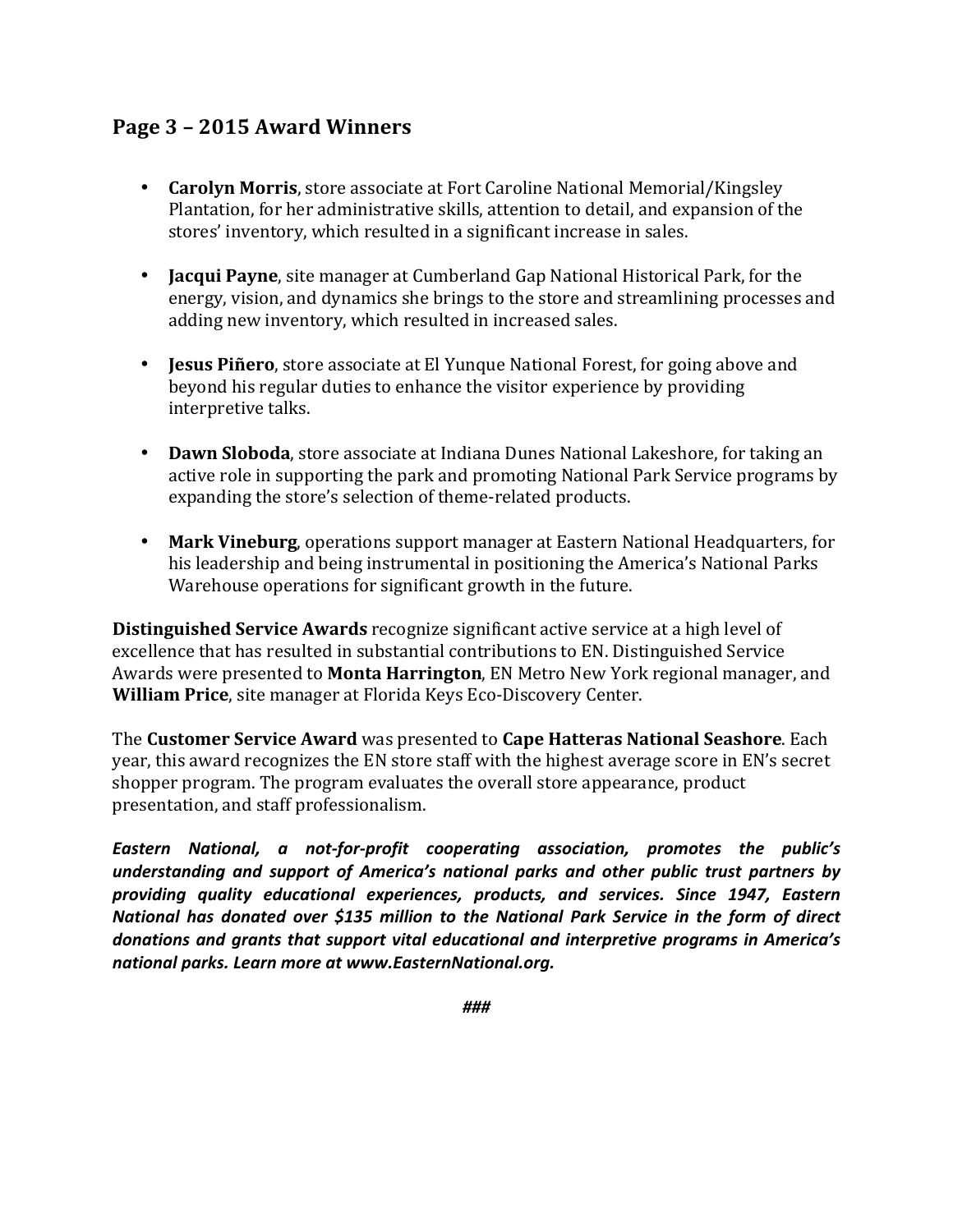## Page 3 – 2015 Award Winners

- **Carolyn Morris**, store associate at Fort Caroline National Memorial/Kingsley Plantation, for her administrative skills, attention to detail, and expansion of the stores' inventory, which resulted in a significant increase in sales.

- **Jacqui Payne**, site manager at Cumberland Gap National Historical Park, for the energy, vision, and dynamics she brings to the store and streamlining processes and adding new inventory, which resulted in increased sales.

- **Jesus Piñero**, store associate at El Yunque National Forest, for going above and beyond his regular duties to enhance the visitor experience by providing interpretive talks.

- **Dawn Sloboda**, store associate at Indiana Dunes National Lakeshore, for taking an active role in supporting the park and promoting National Park Service programs by expanding the store's selection of theme-related products.

- **Mark Vineburg**, operations support manager at Eastern National Headquarters, for his leadership and being instrumental in positioning the America's National Parks Warehouse operations for significant growth in the future.

**Distinguished Service Awards** recognize significant active service at a high level of excellence that has resulted in substantial contributions to EN. Distinguished Service Awards were presented to **Monta Harrington**, EN Metro New York regional manager, and **William Price**, site manager at Florida Keys Eco-Discovery Center.

The **Customer Service Award** was presented to **Cape Hatteras National Seashore**. Each year, this award recognizes the EN store staff with the highest average score in EN's secret shopper program. The program evaluates the overall store appearance, product presentation, and staff professionalism.

***Eastern National, a not-for-profit cooperating association, promotes the public's understanding and support of America's national parks and other public trust partners by providing quality educational experiences, products, and services. Since 1947, Eastern National has donated over $135 million to the National Park Service in the form of direct donations and grants that support vital educational and interpretive programs in America's national parks. Learn more at www.EasternNational.org.***

***###***